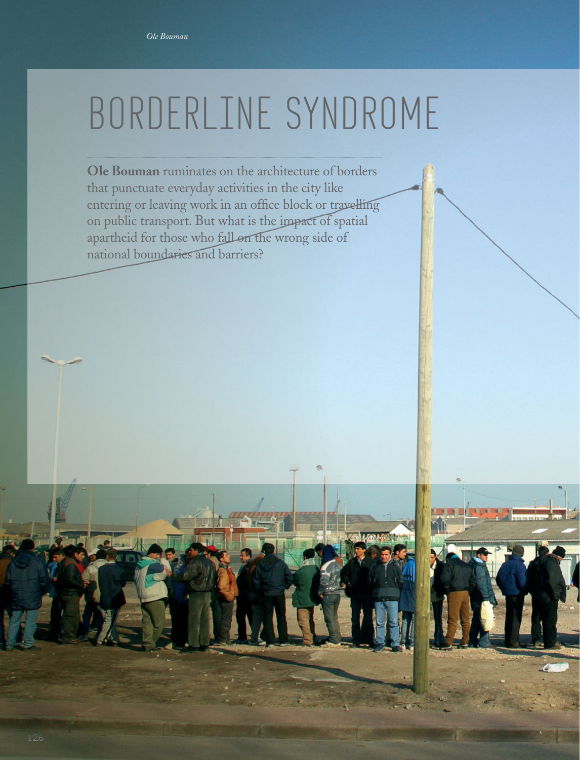# BORDERLINE SYNDROME

**Ole Bouman** ruminates on the architecture of borders that punctuate everyday activities in the city like entering or leaving work in an office block or travelling on public transport. But what is the impact of spatial apartheid for those who fall on the wrong side of national boundaries and barriers?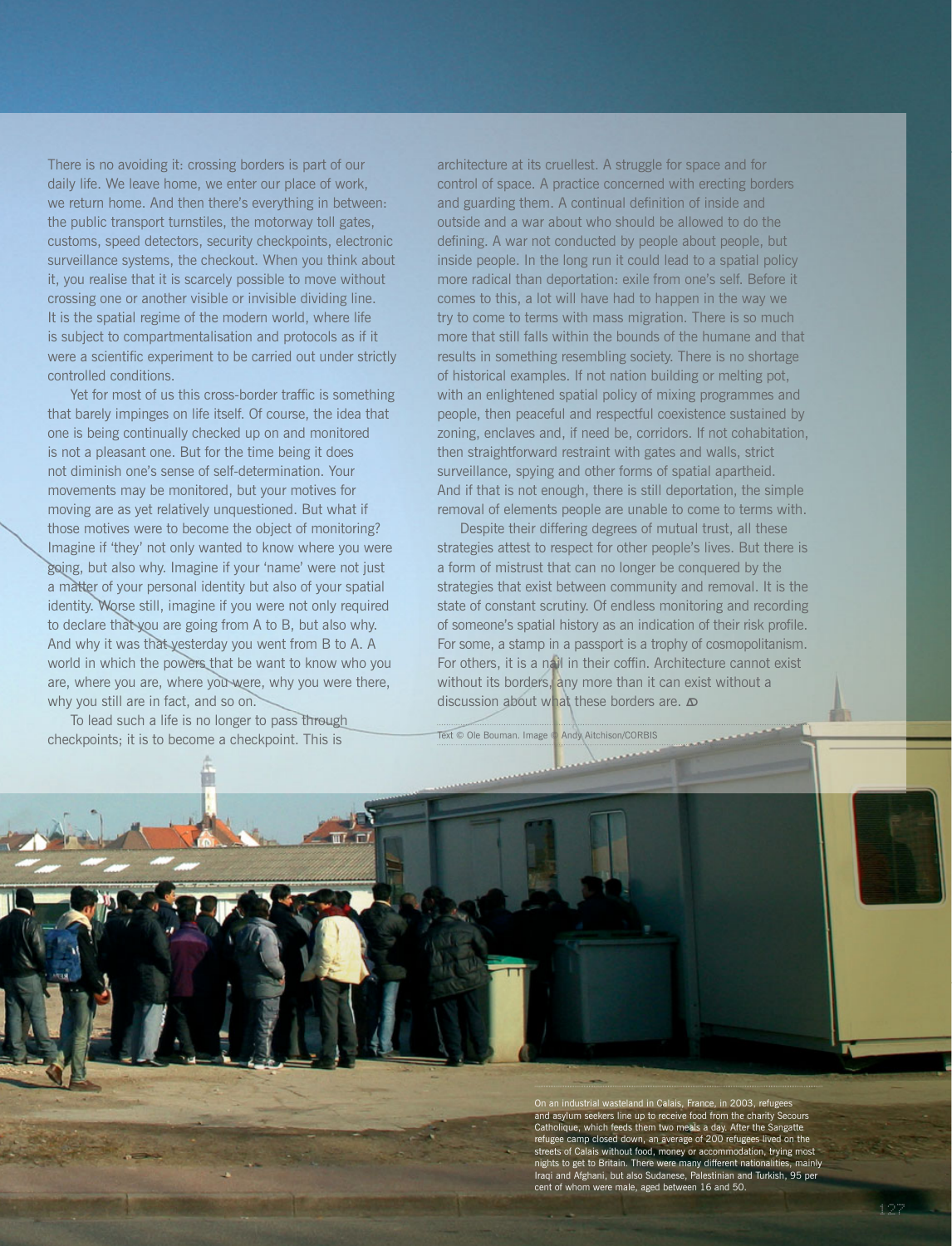There is no avoiding it: crossing borders is part of our daily life. We leave home, we enter our place of work, we return home. And then there's everything in between: the public transport turnstiles, the motorway toll gates, customs, speed detectors, security checkpoints, electronic surveillance systems, the checkout. When you think about it, you realise that it is scarcely possible to move without crossing one or another visible or invisible dividing line. It is the spatial regime of the modern world, where life is subject to compartmentalisation and protocols as if it were a scientific experiment to be carried out under strictly controlled conditions.

Yet for most of us this cross-border traffic is something that barely impinges on life itself. Of course, the idea that one is being continually checked up on and monitored is not a pleasant one. But for the time being it does not diminish one's sense of self-determination. Your movements may be monitored, but your motives for moving are as yet relatively unquestioned. But what if those motives were to become the object of monitoring? Imagine if 'they' not only wanted to know where you were going, but also why. Imagine if your 'name' were not just a matter of your personal identity but also of your spatial identity. Worse still, imagine if you were not only required to declare that you are going from A to B, but also why. And why it was that yesterday you went from B to A. A world in which the powers that be want to know who you are, where you are, where you were, why you were there, why you still are in fact, and so on.

To lead such a life is no longer to pass through checkpoints; it is to become a checkpoint. This is architecture at its cruellest. A struggle for space and for control of space. A practice concerned with erecting borders and guarding them. A continual definition of inside and outside and a war about who should be allowed to do the defining. A war not conducted by people about people, but inside people. In the long run it could lead to a spatial policy more radical than deportation: exile from one's self. Before it comes to this, a lot will have had to happen in the way we try to come to terms with mass migration. There is so much more that still falls within the bounds of the humane and that results in something resembling society. There is no shortage of historical examples. If not nation building or melting pot, with an enlightened spatial policy of mixing programmes and people, then peaceful and respectful coexistence sustained by zoning, enclaves and, if need be, corridors. If not cohabitation, then straightforward restraint with gates and walls, strict surveillance, spying and other forms of spatial apartheid. And if that is not enough, there is still deportation, the simple removal of elements people are unable to come to terms with.

Despite their differing degrees of mutual trust, all these strategies attest to respect for other people's lives. But there is a form of mistrust that can no longer be conquered by the strategies that exist between community and removal. It is the state of constant scrutiny. Of endless monitoring and recording of someone's spatial history as an indication of their risk profile. For some, a stamp in a passport is a trophy of cosmopolitanism. For others, it is a nail in their coffin. Architecture cannot exist without its borders, any more than it can exist without a discussion about what these borders are.

Text © Ole Bouman. Image © Andy Aitchison/CORBIS

On an industrial wasteland in Calais, France, in 2003, refugees and asylum seekers line up to receive food from the charity Secours Catholique, which feeds them two meals a day. After the Sangatte refugee camp closed down, an average of 200 refugees lived on the streets of Calais without food, money or accommodation, trying most nights to get to Britain. There were many different nationalities, mainly Iraqi and Afghani, but also Sudanese, Palestinian and Turkish, 95 per cent of whom were male, aged between 16 and 50.